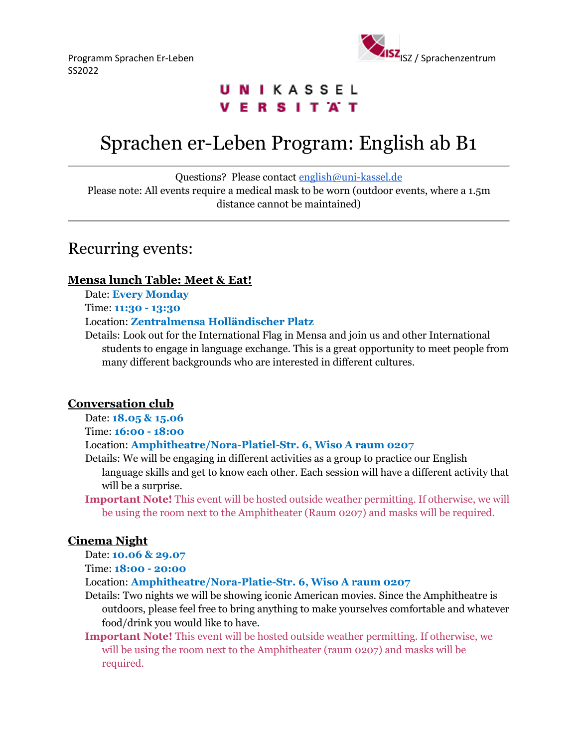Programm Sprachen Er-Leben
SS2022

ISZ / Sprachenzentrum

UNIKASSEL VERSITÄT

# Sprachen er-Leben Program: English ab B1

Questions? Please contact english@uni-kassel.de
Please note: All events require a medical mask to be worn (outdoor events, where a 1.5m distance cannot be maintained)

---

## Recurring events:

### Mensa lunch Table: Meet & Eat!

Date: **Every Monday**
Time: **11:30 - 13:30**
Location: **Zentralmensa Holländischer Platz**
Details: Look out for the International Flag in Mensa and join us and other International students to engage in language exchange. This is a great opportunity to meet people from many different backgrounds who are interested in different cultures.

### Conversation club

Date: **18.05 & 15.06**
Time: **16:00 - 18:00**
Location: **Amphitheatre/Nora-Platiel-Str. 6, Wiso A raum 0207**
Details: We will be engaging in different activities as a group to practice our English language skills and get to know each other. Each session will have a different activity that will be a surprise.
**Important Note!** This event will be hosted outside weather permitting. If otherwise, we will be using the room next to the Amphitheater (Raum 0207) and masks will be required.

### Cinema Night

Date: **10.06 & 29.07**
Time: **18:00 - 20:00**
Location: **Amphitheatre/Nora-Platie-Str. 6, Wiso A raum 0207**
Details: Two nights we will be showing iconic American movies. Since the Amphitheatre is outdoors, please feel free to bring anything to make yourselves comfortable and whatever food/drink you would like to have.
**Important Note!** This event will be hosted outside weather permitting. If otherwise, we will be using the room next to the Amphitheater (raum 0207) and masks will be required.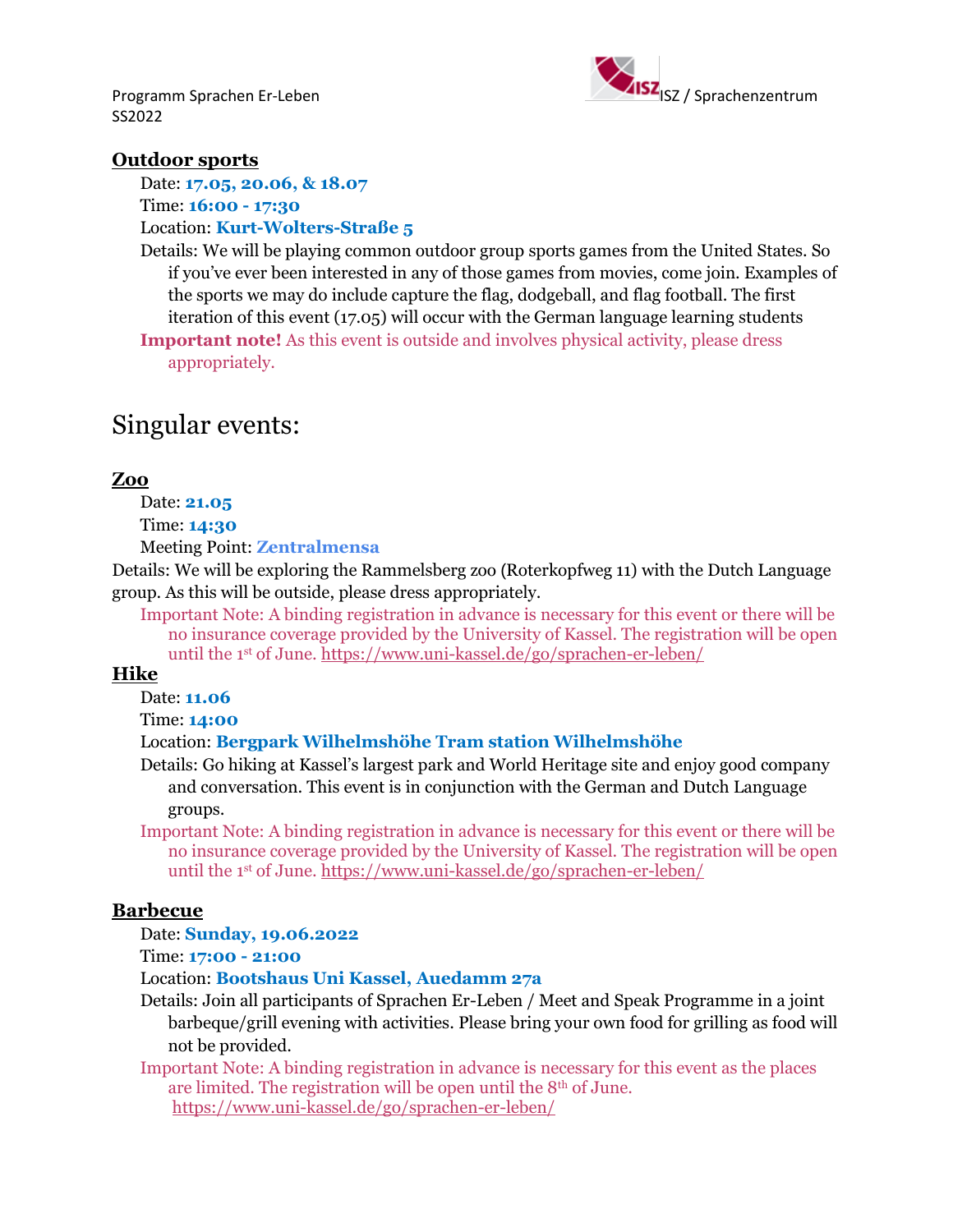## Outdoor sports

Date: **17.05, 20.06, & 18.07**

Time: **16:00 - 17:30**

Location: **Kurt-Wolters-Straße 5**

Details: We will be playing common outdoor group sports games from the United States. So if you've ever been interested in any of those games from movies, come join. Examples of the sports we may do include capture the flag, dodgeball, and flag football. The first iteration of this event (17.05) will occur with the German language learning students

**Important note!** As this event is outside and involves physical activity, please dress appropriately.

# Singular events:

## Zoo

Date: **21.05**

Time: **14:30**

Meeting Point: **Zentralmensa**

Details: We will be exploring the Rammelsberg zoo (Roterkopfweg 11) with the Dutch Language group. As this will be outside, please dress appropriately.

Important Note: A binding registration in advance is necessary for this event or there will be no insurance coverage provided by the University of Kassel. The registration will be open until the 1st of June. https://www.uni-kassel.de/go/sprachen-er-leben/

## Hike

Date: **11.06**

Time: **14:00**

Location: **Bergpark Wilhelmshöhe Tram station Wilhelmshöhe**

Details: Go hiking at Kassel's largest park and World Heritage site and enjoy good company and conversation. This event is in conjunction with the German and Dutch Language groups.

Important Note: A binding registration in advance is necessary for this event or there will be no insurance coverage provided by the University of Kassel. The registration will be open until the 1st of June. https://www.uni-kassel.de/go/sprachen-er-leben/

## Barbecue

Date: **Sunday, 19.06.2022**

Time: **17:00 - 21:00**

Location: **Bootshaus Uni Kassel, Auedamm 27a**

Details: Join all participants of Sprachen Er-Leben / Meet and Speak Programme in a joint barbeque/grill evening with activities. Please bring your own food for grilling as food will not be provided.

Important Note: A binding registration in advance is necessary for this event as the places are limited. The registration will be open until the 8th of June. https://www.uni-kassel.de/go/sprachen-er-leben/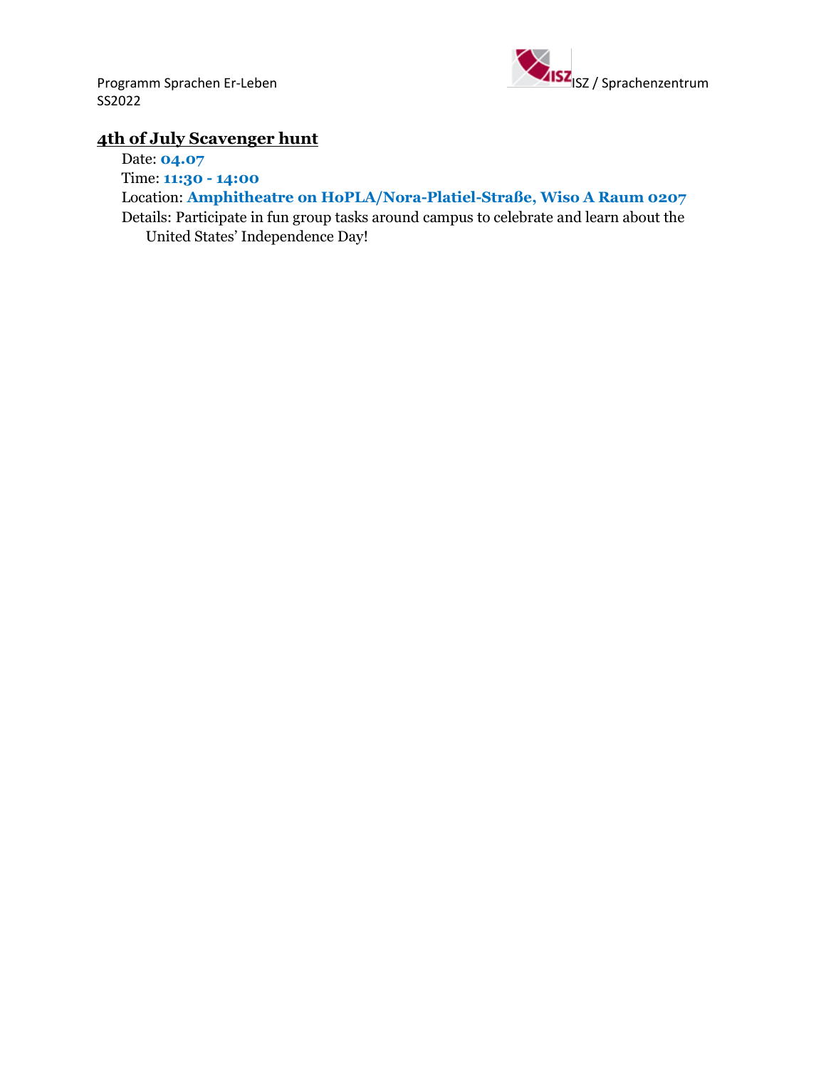## 4th of July Scavenger hunt

Date: **04.07**

Time: **11:30 - 14:00**

Location: **Amphitheatre on HoPLA/Nora-Platiel-Straße, Wiso A Raum 0207**

Details: Participate in fun group tasks around campus to celebrate and learn about the United States' Independence Day!